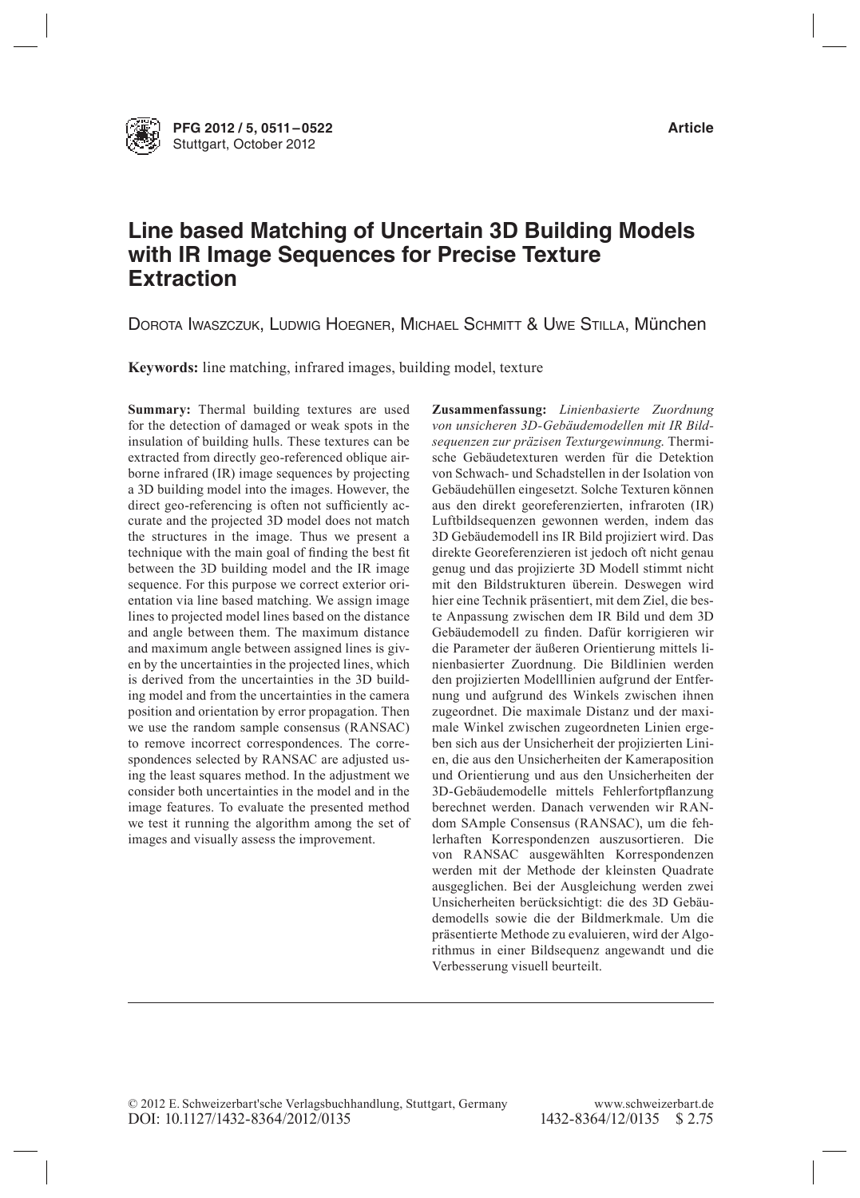# Line based Matching of Uncertain 3D Building Models with IR Image Sequences for Precise Texture Extraction

Dorota Iwaszczuk, Ludwig Hoegner, Michael Schmitt & Uwe Stilla, München

**Keywords:** line matching, infrared images, building model, texture

**Summary:** Thermal building textures are used for the detection of damaged or weak spots in the insulation of building hulls. These textures can be extracted from directly geo-referenced oblique airborne infrared (IR) image sequences by projecting a 3D building model into the images. However, the direct geo-referencing is often not sufficiently accurate and the projected 3D model does not match the structures in the image. Thus we present a technique with the main goal of finding the best fit between the 3D building model and the IR image sequence. For this purpose we correct exterior orientation via line based matching. We assign image lines to projected model lines based on the distance and angle between them. The maximum distance and maximum angle between assigned lines is given by the uncertainties in the projected lines, which is derived from the uncertainties in the 3D building model and from the uncertainties in the camera position and orientation by error propagation. Then we use the random sample consensus (RANSAC) to remove incorrect correspondences. The correspondences selected by RANSAC are adjusted using the least squares method. In the adjustment we consider both uncertainties in the model and in the image features. To evaluate the presented method we test it running the algorithm among the set of images and visually assess the improvement.

**Zusammenfassung:** *Linienbasierte Zuordnung von unsicheren 3D-Gebäudemodellen mit IR Bildsequenzen zur präzisen Texturgewinnung.* Thermische Gebäudetexturen werden für die Detektion von Schwach- und Schadstellen in der Isolation von Gebäudehüllen eingesetzt. Solche Texturen können aus den direkt georeferenzierten, infraroten (IR) Luftbildsequenzen gewonnen werden, indem das 3D Gebäudemodell ins IR Bild projiziert wird. Das direkte Georeferenzieren ist jedoch oft nicht genau genug und das projizierte 3D Modell stimmt nicht mit den Bildstrukturen überein. Deswegen wird hier eine Technik präsentiert, mit dem Ziel, die beste Anpassung zwischen dem IR Bild und dem 3D Gebäudemodell zu finden. Dafür korrigieren wir die Parameter der äußeren Orientierung mittels linienbasierter Zuordnung. Die Bildlinien werden den projizierten Modelllinien aufgrund der Entfernung und aufgrund des Winkels zwischen ihnen zugeordnet. Die maximale Distanz und der maximale Winkel zwischen zugeordneten Linien ergeben sich aus der Unsicherheit der projizierten Linien, die aus den Unsicherheiten der Kameraposition und Orientierung und aus den Unsicherheiten der 3D-Gebäudemodelle mittels Fehlerfortpflanzung berechnet werden. Danach verwenden wir RANdom SAmple Consensus (RANSAC), um die fehlerhaften Korrespondenzen auszusortieren. Die von RANSAC ausgewählten Korrespondenzen werden mit der Methode der kleinsten Quadrate ausgeglichen. Bei der Ausgleichung werden zwei Unsicherheiten berücksichtigt: die des 3D Gebäudemodells sowie die der Bildmerkmale. Um die präsentierte Methode zu evaluieren, wird der Algorithmus in einer Bildsequenz angewandt und die Verbesserung visuell beurteilt.

© 2012 E. Schweizerbart'sche Verlagsbuchhandlung, Stuttgart, Germany www.schweizerbart.de
DOI: 10.1127/1432-8364/2012/0135 1432-8364/12/0135 $ 2.75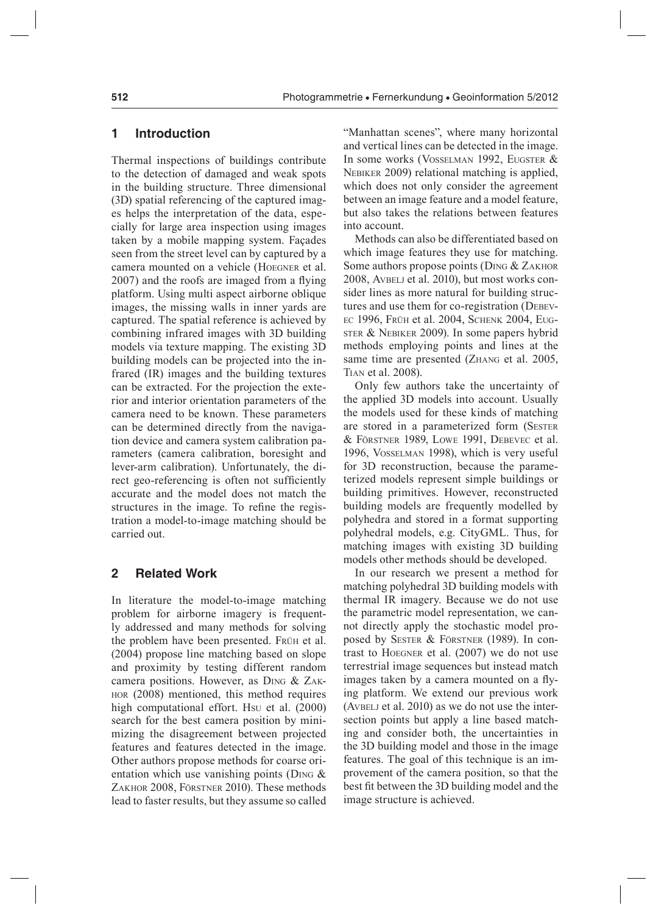## 1 Introduction

Thermal inspections of buildings contribute to the detection of damaged and weak spots in the building structure. Three dimensional (3D) spatial referencing of the captured images helps the interpretation of the data, especially for large area inspection using images taken by a mobile mapping system. Façades seen from the street level can by captured by a camera mounted on a vehicle (Hoegner et al. 2007) and the roofs are imaged from a flying platform. Using multi aspect airborne oblique images, the missing walls in inner yards are captured. The spatial reference is achieved by combining infrared images with 3D building models via texture mapping. The existing 3D building models can be projected into the infrared (IR) images and the building textures can be extracted. For the projection the exterior and interior orientation parameters of the camera need to be known. These parameters can be determined directly from the navigation device and camera system calibration parameters (camera calibration, boresight and lever-arm calibration). Unfortunately, the direct geo-referencing is often not sufficiently accurate and the model does not match the structures in the image. To refine the registration a model-to-image matching should be carried out.

## 2 Related Work

In literature the model-to-image matching problem for airborne imagery is frequently addressed and many methods for solving the problem have been presented. Früh et al. (2004) propose line matching based on slope and proximity by testing different random camera positions. However, as Ding & Zakhor (2008) mentioned, this method requires high computational effort. Hsu et al. (2000) search for the best camera position by minimizing the disagreement between projected features and features detected in the image. Other authors propose methods for coarse orientation which use vanishing points (Ding & Zakhor 2008, Förstner 2010). These methods lead to faster results, but they assume so called "Manhattan scenes", where many horizontal and vertical lines can be detected in the image. In some works (Vosselman 1992, Eugster & Nebiker 2009) relational matching is applied, which does not only consider the agreement between an image feature and a model feature, but also takes the relations between features into account.

Methods can also be differentiated based on which image features they use for matching. Some authors propose points (Ding & Zakhor 2008, Avbelj et al. 2010), but most works consider lines as more natural for building structures and use them for co-registration (Debevec 1996, Früh et al. 2004, Schenk 2004, Eugster & Nebiker 2009). In some papers hybrid methods employing points and lines at the same time are presented (Zhang et al. 2005, Tian et al. 2008).

Only few authors take the uncertainty of the applied 3D models into account. Usually the models used for these kinds of matching are stored in a parameterized form (Sester & Förstner 1989, Lowe 1991, Debevec et al. 1996, Vosselman 1998), which is very useful for 3D reconstruction, because the parameterized models represent simple buildings or building primitives. However, reconstructed building models are frequently modelled by polyhedra and stored in a format supporting polyhedral models, e.g. CityGML. Thus, for matching images with existing 3D building models other methods should be developed.

In our research we present a method for matching polyhedral 3D building models with thermal IR imagery. Because we do not use the parametric model representation, we cannot directly apply the stochastic model proposed by Sester & Förstner (1989). In contrast to Hoegner et al. (2007) we do not use terrestrial image sequences but instead match images taken by a camera mounted on a flying platform. We extend our previous work (Avbelj et al. 2010) as we do not use the intersection points but apply a line based matching and consider both, the uncertainties in the 3D building model and those in the image features. The goal of this technique is an improvement of the camera position, so that the best fit between the 3D building model and the image structure is achieved.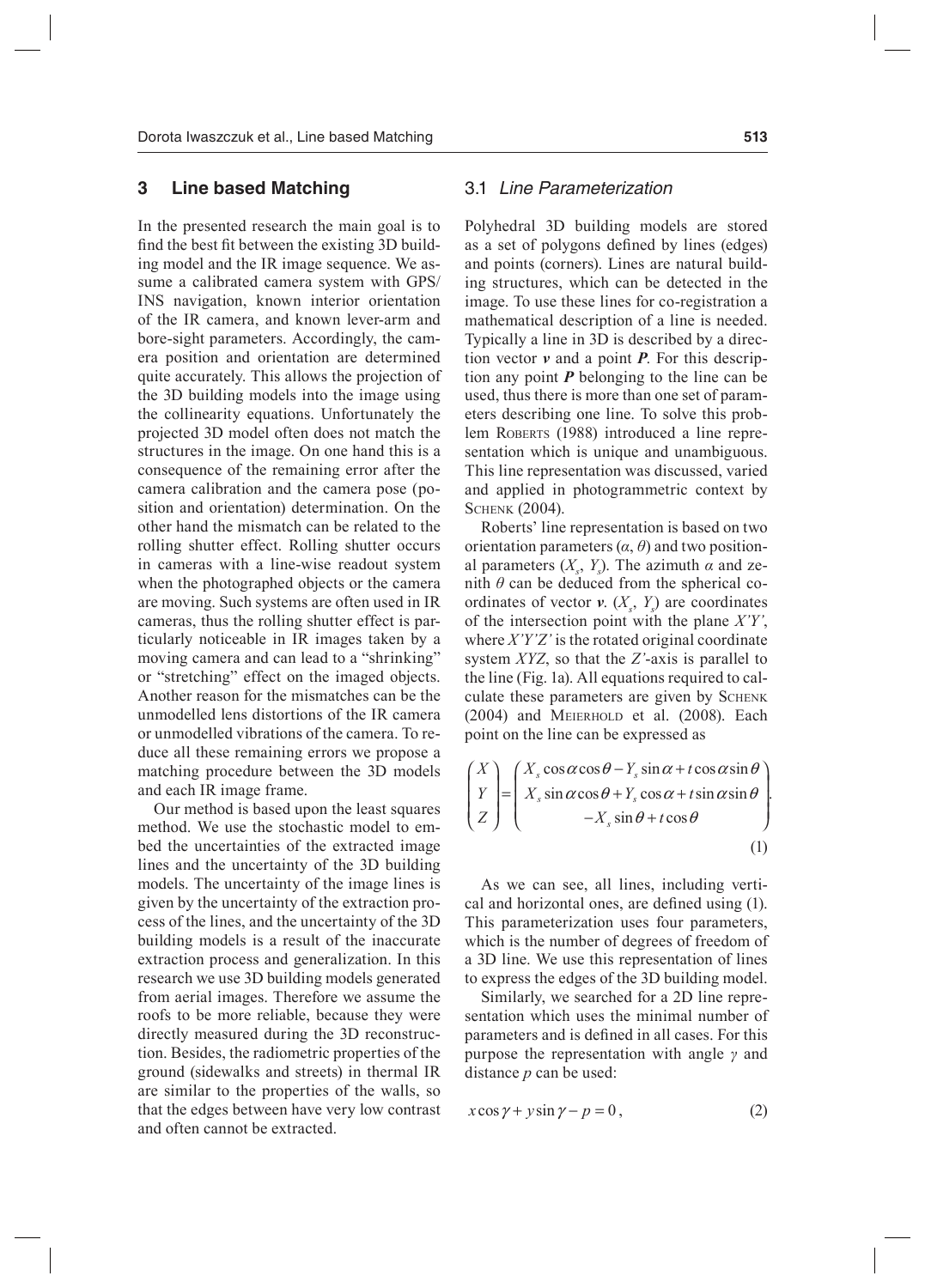## 3 Line based Matching

In the presented research the main goal is to find the best fit between the existing 3D building model and the IR image sequence. We assume a calibrated camera system with GPS/INS navigation, known interior orientation of the IR camera, and known lever-arm and bore-sight parameters. Accordingly, the camera position and orientation are determined quite accurately. This allows the projection of the 3D building models into the image using the collinearity equations. Unfortunately the projected 3D model often does not match the structures in the image. On one hand this is a consequence of the remaining error after the camera calibration and the camera pose (position and orientation) determination. On the other hand the mismatch can be related to the rolling shutter effect. Rolling shutter occurs in cameras with a line-wise readout system when the photographed objects or the camera are moving. Such systems are often used in IR cameras, thus the rolling shutter effect is particularly noticeable in IR images taken by a moving camera and can lead to a "shrinking" or "stretching" effect on the imaged objects. Another reason for the mismatches can be the unmodelled lens distortions of the IR camera or unmodelled vibrations of the camera. To reduce all these remaining errors we propose a matching procedure between the 3D models and each IR image frame.

Our method is based upon the least squares method. We use the stochastic model to embed the uncertainties of the extracted image lines and the uncertainty of the 3D building models. The uncertainty of the image lines is given by the uncertainty of the extraction process of the lines, and the uncertainty of the 3D building models is a result of the inaccurate extraction process and generalization. In this research we use 3D building models generated from aerial images. Therefore we assume the roofs to be more reliable, because they were directly measured during the 3D reconstruction. Besides, the radiometric properties of the ground (sidewalks and streets) in thermal IR are similar to the properties of the walls, so that the edges between have very low contrast and often cannot be extracted.

### 3.1 *Line Parameterization*

Polyhedral 3D building models are stored as a set of polygons defined by lines (edges) and points (corners). Lines are natural building structures, which can be detected in the image. To use these lines for co-registration a mathematical description of a line is needed. Typically a line in 3D is described by a direction vector $\boldsymbol{v}$ and a point $\boldsymbol{P}$. For this description any point $\boldsymbol{P}$ belonging to the line can be used, thus there is more than one set of parameters describing one line. To solve this problem Roberts (1988) introduced a line representation which is unique and unambiguous. This line representation was discussed, varied and applied in photogrammetric context by Schenk (2004).

Roberts' line representation is based on two orientation parameters ($\alpha$, $\theta$) and two positional parameters ($X_s$, $Y_s$). The azimuth $\alpha$ and zenith $\theta$ can be deduced from the spherical coordinates of vector $\boldsymbol{v}$. ($X_s$, $Y_s$) are coordinates of the intersection point with the plane $X'Y'$, where $X'Y'Z'$ is the rotated original coordinate system $XYZ$, so that the $Z'$-axis is parallel to the line (Fig. 1a). All equations required to calculate these parameters are given by Schenk (2004) and Meierhold et al. (2008). Each point on the line can be expressed as

$$\begin{pmatrix} X \\ Y \\ Z \end{pmatrix} = \begin{pmatrix} X_s \cos\alpha\cos\theta - Y_s \sin\alpha + t\cos\alpha\sin\theta \\ X_s \sin\alpha\cos\theta + Y_s \cos\alpha + t\sin\alpha\sin\theta \\ -X_s \sin\theta + t\cos\theta \end{pmatrix}. \tag{1}$$

As we can see, all lines, including vertical and horizontal ones, are defined using (1). This parameterization uses four parameters, which is the number of degrees of freedom of a 3D line. We use this representation of lines to express the edges of the 3D building model.

Similarly, we searched for a 2D line representation which uses the minimal number of parameters and is defined in all cases. For this purpose the representation with angle $\gamma$ and distance $p$ can be used:

$$x\cos\gamma + y\sin\gamma - p = 0, \tag{2}$$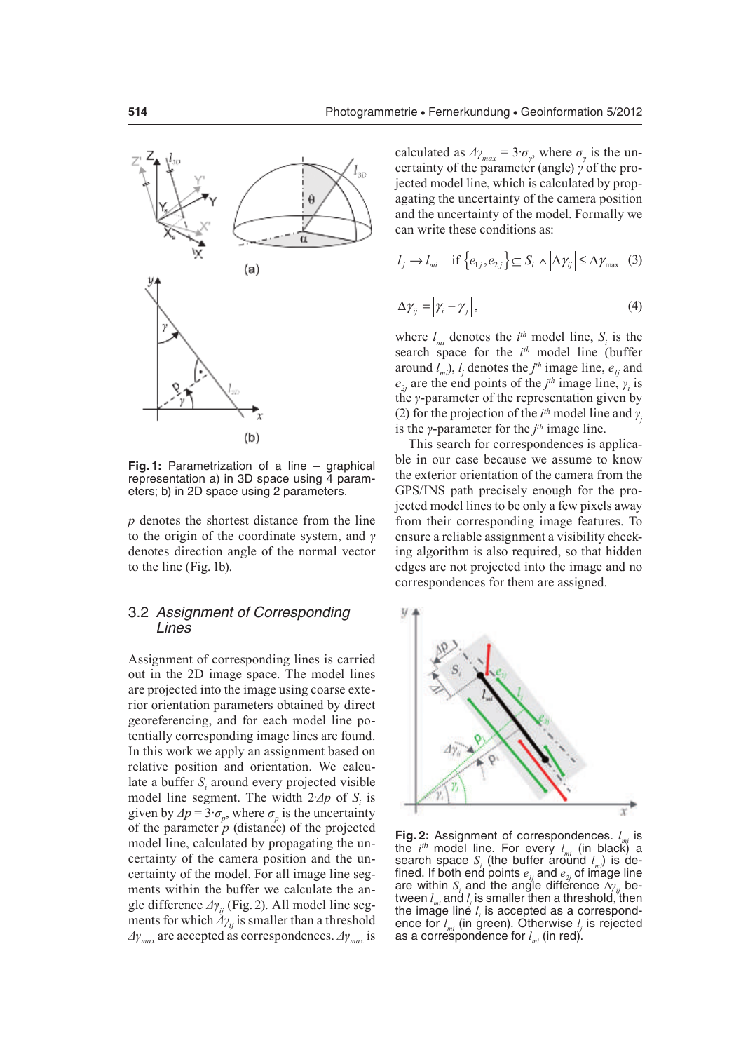**Fig. 1:** Parametrization of a line – graphical representation a) in 3D space using 4 parameters; b) in 2D space using 2 parameters.

$p$ denotes the shortest distance from the line to the origin of the coordinate system, and $\gamma$ denotes direction angle of the normal vector to the line (Fig. 1b).

## 3.2 *Assignment of Corresponding Lines*

Assignment of corresponding lines is carried out in the 2D image space. The model lines are projected into the image using coarse exterior orientation parameters obtained by direct georeferencing, and for each model line potentially corresponding image lines are found. In this work we apply an assignment based on relative position and orientation. We calculate a buffer $S_i$ around every projected visible model line segment. The width $2{\cdot}\Delta p$ of $S_i$ is given by $\Delta p = 3{\cdot}\sigma_p$, where $\sigma_p$ is the uncertainty of the parameter $p$ (distance) of the projected model line, calculated by propagating the uncertainty of the camera position and the uncertainty of the model. For all image line segments within the buffer we calculate the angle difference $\Delta\gamma_{ij}$ (Fig. 2). All model line segments for which $\Delta\gamma_{ij}$ is smaller than a threshold $\Delta\gamma_{max}$ are accepted as correspondences. $\Delta\gamma_{max}$ is calculated as $\Delta\gamma_{max} = 3{\cdot}\sigma_\gamma$, where $\sigma_\gamma$ is the uncertainty of the parameter (angle) $\gamma$ of the projected model line, which is calculated by propagating the uncertainty of the camera position and the uncertainty of the model. Formally we can write these conditions as:

$$l_j \rightarrow l_{mi} \quad \text{if } \{e_{1j}, e_{2j}\} \subseteq S_i \wedge |\Delta\gamma_{ij}| \leq \Delta\gamma_{\max} \quad (3)$$

$$\Delta\gamma_{ij} = |\gamma_i - \gamma_j|, \quad (4)$$

where $l_{mi}$ denotes the $i^{th}$ model line, $S_i$ is the search space for the $i^{th}$ model line (buffer around $l_{mi}$), $l_j$ denotes the $j^{th}$ image line, $e_{1j}$ and $e_{2j}$ are the end points of the $j^{th}$ image line, $\gamma_i$ is the $\gamma$-parameter of the representation given by (2) for the projection of the $i^{th}$ model line and $\gamma_j$ is the $\gamma$-parameter for the $j^{th}$ image line.

This search for correspondences is applicable in our case because we assume to know the exterior orientation of the camera from the GPS/INS path precisely enough for the projected model lines to be only a few pixels away from their corresponding image features. To ensure a reliable assignment a visibility checking algorithm is also required, so that hidden edges are not projected into the image and no correspondences for them are assigned.

**Fig. 2:** Assignment of correspondences. $l_{mi}$ is the $i^{th}$ model line. For every $l_{mi}$ (in black) a search space $S_i$ (the buffer around $l_{mi}$) is defined. If both end points $e_{1j}$ and $e_{2j}$ of image line are within $S_i$ and the angle difference $\Delta\gamma_{ij}$ between $l_{mi}$ and $l_j$ is smaller then a threshold, then the image line $l_j$ is accepted as a correspondence for $l_{mi}$ (in green). Otherwise $l_j$ is rejected as a correspondence for $l_{mi}$ (in red).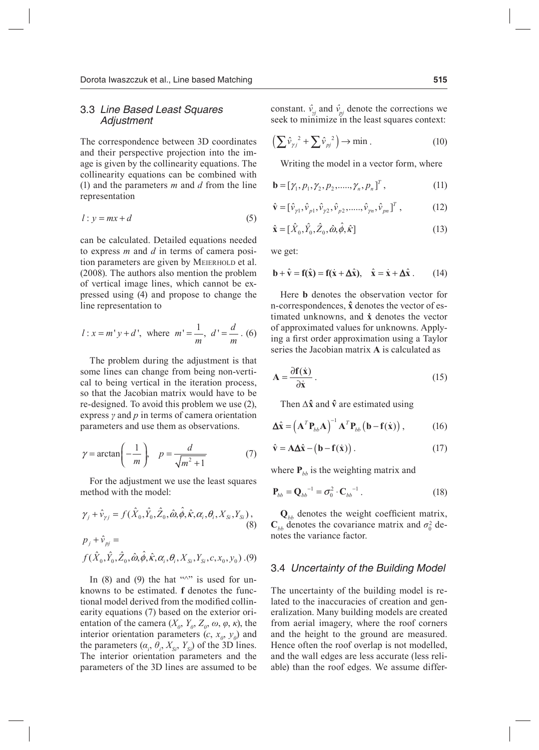## 3.3 *Line Based Least Squares Adjustment*

The correspondence between 3D coordinates and their perspective projection into the image is given by the collinearity equations. The collinearity equations can be combined with (1) and the parameters $m$ and $d$ from the line representation

$$l : y = mx + d \tag{5}$$

can be calculated. Detailed equations needed to express $m$ and $d$ in terms of camera position parameters are given by Meierhold et al. (2008). The authors also mention the problem of vertical image lines, which cannot be expressed using (4) and propose to change the line representation to

$$l : x = m'y + d', \text{ where } m' = \frac{1}{m},\ d' = \frac{d}{m}. \tag{6}$$

The problem during the adjustment is that some lines can change from being non-vertical to being vertical in the iteration process, so that the Jacobian matrix would have to be re-designed. To avoid this problem we use (2), express $\gamma$ and $p$ in terms of camera orientation parameters and use them as observations.

$$\gamma = \arctan\left(-\frac{1}{m}\right), \quad p = \frac{d}{\sqrt{m^2 + 1}} \tag{7}$$

For the adjustment we use the least squares method with the model:

$$\gamma_j + \hat{v}_{\gamma j} = f(\hat{X}_0, \hat{Y}_0, \hat{Z}_0, \hat{\omega}, \hat{\phi}, \hat{\kappa}, \alpha_i, \theta_i, X_{Si}, Y_{Si}), \tag{8}$$

$$p_j + \hat{v}_{pj} = f(\hat{X}_0, \hat{Y}_0, \hat{Z}_0, \hat{\omega}, \hat{\phi}, \hat{\kappa}, \alpha_i, \theta_i, X_{Si}, Y_{Si}, c, x_0, y_0). \tag{9}$$

In (8) and (9) the hat "^" is used for unknowns to be estimated. **f** denotes the functional model derived from the modified collinearity equations (7) based on the exterior orientation of the camera ($X_0$, $Y_0$, $Z_0$, $\omega$, $\varphi$, $\kappa$), the interior orientation parameters ($c$, $x_0$, $y_0$) and the parameters ($\alpha_i$, $\theta_i$, $X_{Si}$, $Y_{Si}$) of the 3D lines. The interior orientation parameters and the parameters of the 3D lines are assumed to be constant. $\hat{v}_{\gamma j}$ and $\hat{v}_{pj}$ denote the corrections we seek to minimize in the least squares context:

$$\left(\sum \hat{v}_{\gamma j}^{\,2} + \sum \hat{v}_{pj}^{\,2}\right) \rightarrow \min. \tag{10}$$

Writing the model in a vector form, where

$$\mathbf{b} = [\gamma_1, p_1, \gamma_2, p_2, \ldots\ldots, \gamma_n, p_n]^T, \tag{11}$$

$$\hat{\mathbf{v}} = [\hat{v}_{\gamma 1}, \hat{v}_{p1}, \hat{v}_{\gamma 2}, \hat{v}_{p2}, \ldots\ldots, \hat{v}_{\gamma n}, \hat{v}_{pn}]^T, \tag{12}$$

$$\hat{\mathbf{x}} = [\hat{X}_0, \hat{Y}_0, \hat{Z}_0, \hat{\omega}, \hat{\phi}, \hat{\kappa}] \tag{13}$$

we get:

$$\mathbf{b} + \hat{\mathbf{v}} = \mathbf{f}(\hat{\mathbf{x}}) = \mathbf{f}(\dot{\mathbf{x}} + \mathbf{\Delta}\hat{\mathbf{x}}), \quad \hat{\mathbf{x}} = \dot{\mathbf{x}} + \mathbf{\Delta}\hat{\mathbf{x}}. \tag{14}$$

Here **b** denotes the observation vector for n-correspondences, $\hat{\mathbf{x}}$ denotes the vector of estimated unknowns, and $\dot{\mathbf{x}}$ denotes the vector of approximated values for unknowns. Applying a first order approximation using a Taylor series the Jacobian matrix **A** is calculated as

$$\mathbf{A} = \frac{\partial \mathbf{f}(\dot{\mathbf{x}})}{\partial \dot{\mathbf{x}}}. \tag{15}$$

Then $\Delta\hat{\mathbf{x}}$ and $\hat{\mathbf{v}}$ are estimated using

$$\mathbf{\Delta}\hat{\mathbf{x}} = \left(\mathbf{A}^T \mathbf{P}_{bb} \mathbf{A}\right)^{-1} \mathbf{A}^T \mathbf{P}_{bb} \left(\mathbf{b} - \mathbf{f}(\dot{\mathbf{x}})\right), \tag{16}$$

$$\hat{\mathbf{v}} = \mathbf{A}\mathbf{\Delta}\hat{\mathbf{x}} - \left(\mathbf{b} - \mathbf{f}(\dot{\mathbf{x}})\right). \tag{17}$$

where $\mathbf{P}_{bb}$ is the weighting matrix and

$$\mathbf{P}_{bb} = \mathbf{Q}_{bb}^{\ -1} = \sigma_0^2 \cdot \mathbf{C}_{bb}^{\ -1}. \tag{18}$$

$\mathbf{Q}_{bb}$ denotes the weight coefficient matrix, $\mathbf{C}_{bb}$ denotes the covariance matrix and $\sigma_0^2$ denotes the variance factor.

## 3.4 *Uncertainty of the Building Model*

The uncertainty of the building model is related to the inaccuracies of creation and generalization. Many building models are created from aerial imagery, where the roof corners and the height to the ground are measured. Hence often the roof overlap is not modelled, and the wall edges are less accurate (less reliable) than the roof edges. We assume differ-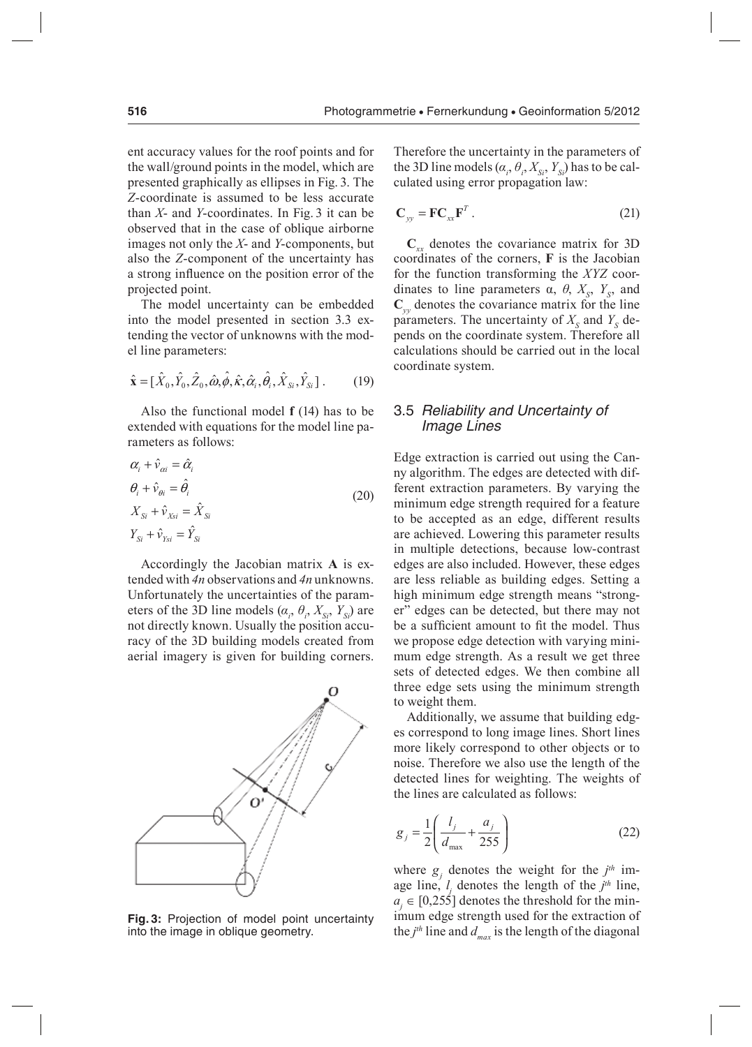ent accuracy values for the roof points and for the wall/ground points in the model, which are presented graphically as ellipses in Fig. 3. The *Z*-coordinate is assumed to be less accurate than *X*- and *Y*-coordinates. In Fig. 3 it can be observed that in the case of oblique airborne images not only the *X*- and *Y*-components, but also the *Z*-component of the uncertainty has a strong influence on the position error of the projected point.

The model uncertainty can be embedded into the model presented in section 3.3 extending the vector of unknowns with the model line parameters:

$$\hat{\mathbf{x}} = [\hat{X}_0, \hat{Y}_0, \hat{Z}_0, \hat{\omega}, \hat{\phi}, \hat{\kappa}, \hat{\alpha}_i, \hat{\theta}_i, \hat{X}_{Si}, \hat{Y}_{Si}] \,. \tag{19}$$

Also the functional model **f** (14) has to be extended with equations for the model line parameters as follows:

$$\begin{aligned} \alpha_i + \hat{v}_{\alpha i} &= \hat{\alpha}_i \\ \theta_i + \hat{v}_{\theta i} &= \hat{\theta}_i \\ X_{Si} + \hat{v}_{Xsi} &= \hat{X}_{Si} \\ Y_{Si} + \hat{v}_{Ysi} &= \hat{Y}_{Si} \end{aligned} \tag{20}$$

Accordingly the Jacobian matrix **A** is extended with *4n* observations and *4n* unknowns. Unfortunately the uncertainties of the parameters of the 3D line models ($\alpha_i$, $\theta_i$, $X_{Si}$, $Y_{Si}$) are not directly known. Usually the position accuracy of the 3D building models created from aerial imagery is given for building corners.

**Fig. 3:** Projection of model point uncertainty into the image in oblique geometry.

Therefore the uncertainty in the parameters of the 3D line models ($\alpha_i$, $\theta_i$, $X_{Si}$, $Y_{Si}$) has to be calculated using error propagation law:

$$\mathbf{C}_{yy} = \mathbf{F}\mathbf{C}_{xx}\mathbf{F}^T \,. \tag{21}$$

$\mathbf{C}_{xx}$ denotes the covariance matrix for 3D coordinates of the corners, **F** is the Jacobian for the function transforming the *XYZ* coordinates to line parameters $\alpha$, $\theta$, $X_S$, $Y_S$, and $\mathbf{C}_{yy}$ denotes the covariance matrix for the line parameters. The uncertainty of $X_S$ and $Y_S$ depends on the coordinate system. Therefore all calculations should be carried out in the local coordinate system.

### 3.5 *Reliability and Uncertainty of Image Lines*

Edge extraction is carried out using the Canny algorithm. The edges are detected with different extraction parameters. By varying the minimum edge strength required for a feature to be accepted as an edge, different results are achieved. Lowering this parameter results in multiple detections, because low-contrast edges are also included. However, these edges are less reliable as building edges. Setting a high minimum edge strength means "stronger" edges can be detected, but there may not be a sufficient amount to fit the model. Thus we propose edge detection with varying minimum edge strength. As a result we get three sets of detected edges. We then combine all three edge sets using the minimum strength to weight them.

Additionally, we assume that building edges correspond to long image lines. Short lines more likely correspond to other objects or to noise. Therefore we also use the length of the detected lines for weighting. The weights of the lines are calculated as follows:

$$g_j = \frac{1}{2}\left(\frac{l_j}{d_{\max}} + \frac{a_j}{255}\right) \tag{22}$$

where $g_j$ denotes the weight for the $j^{th}$ image line, $l_j$ denotes the length of the $j^{th}$ line, $a_j \in [0,255]$ denotes the threshold for the minimum edge strength used for the extraction of the $j^{th}$ line and $d_{max}$ is the length of the diagonal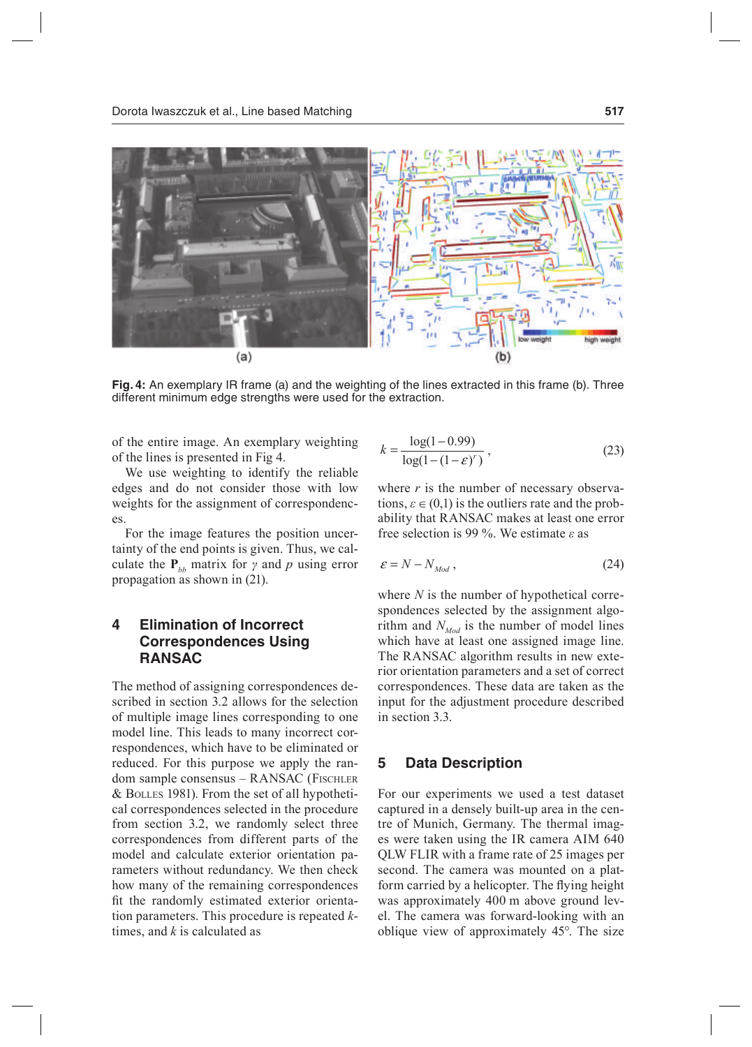Fig. 4: An exemplary IR frame (a) and the weighting of the lines extracted in this frame (b). Three different minimum edge strengths were used for the extraction.

of the entire image. An exemplary weighting of the lines is presented in Fig 4.

We use weighting to identify the reliable edges and do not consider those with low weights for the assignment of correspondences.

For the image features the position uncertainty of the end points is given. Thus, we calculate the $\mathbf{P}_{bb}$ matrix for $\gamma$ and $p$ using error propagation as shown in (21).

## 4 Elimination of Incorrect Correspondences Using RANSAC

The method of assigning correspondences described in section 3.2 allows for the selection of multiple image lines corresponding to one model line. This leads to many incorrect correspondences, which have to be eliminated or reduced. For this purpose we apply the random sample consensus – RANSAC (Fischler & Bolles 1981). From the set of all hypothetical correspondences selected in the procedure from section 3.2, we randomly select three correspondences from different parts of the model and calculate exterior orientation parameters without redundancy. We then check how many of the remaining correspondences fit the randomly estimated exterior orientation parameters. This procedure is repeated $k$-times, and $k$ is calculated as

$$k = \frac{\log(1-0.99)}{\log(1-(1-\varepsilon)^r)}, \tag{23}$$

where $r$ is the number of necessary observations, $\varepsilon \in (0,1)$ is the outliers rate and the probability that RANSAC makes at least one error free selection is 99 %. We estimate $\varepsilon$ as

$$\varepsilon = N - N_{Mod}, \tag{24}$$

where $N$ is the number of hypothetical correspondences selected by the assignment algorithm and $N_{Mod}$ is the number of model lines which have at least one assigned image line. The RANSAC algorithm results in new exterior orientation parameters and a set of correct correspondences. These data are taken as the input for the adjustment procedure described in section 3.3.

## 5 Data Description

For our experiments we used a test dataset captured in a densely built-up area in the centre of Munich, Germany. The thermal images were taken using the IR camera AIM 640 QLW FLIR with a frame rate of 25 images per second. The camera was mounted on a platform carried by a helicopter. The flying height was approximately 400 m above ground level. The camera was forward-looking with an oblique view of approximately 45°. The size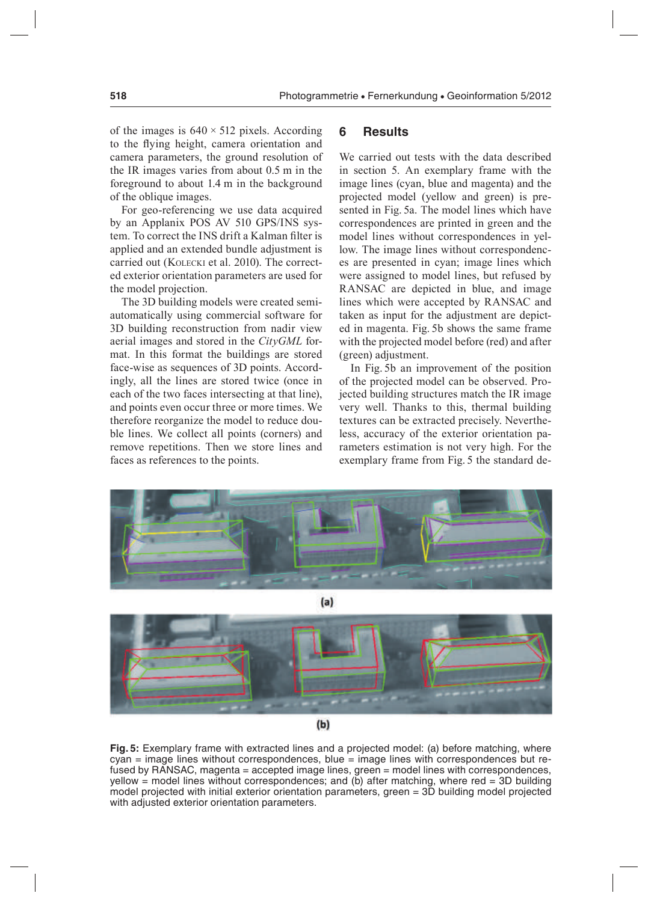of the images is 640 × 512 pixels. According to the flying height, camera orientation and camera parameters, the ground resolution of the IR images varies from about 0.5 m in the foreground to about 1.4 m in the background of the oblique images.

For geo-referencing we use data acquired by an Applanix POS AV 510 GPS/INS system. To correct the INS drift a Kalman filter is applied and an extended bundle adjustment is carried out (Kolecki et al. 2010). The corrected exterior orientation parameters are used for the model projection.

The 3D building models were created semi-automatically using commercial software for 3D building reconstruction from nadir view aerial images and stored in the *CityGML* format. In this format the buildings are stored face-wise as sequences of 3D points. Accordingly, all the lines are stored twice (once in each of the two faces intersecting at that line), and points even occur three or more times. We therefore reorganize the model to reduce double lines. We collect all points (corners) and remove repetitions. Then we store lines and faces as references to the points.

## 6 Results

We carried out tests with the data described in section 5. An exemplary frame with the image lines (cyan, blue and magenta) and the projected model (yellow and green) is presented in Fig. 5a. The model lines which have correspondences are printed in green and the model lines without correspondences in yellow. The image lines without correspondences are presented in cyan; image lines which were assigned to model lines, but refused by RANSAC are depicted in blue, and image lines which were accepted by RANSAC and taken as input for the adjustment are depicted in magenta. Fig. 5b shows the same frame with the projected model before (red) and after (green) adjustment.

In Fig. 5b an improvement of the position of the projected model can be observed. Projected building structures match the IR image very well. Thanks to this, thermal building textures can be extracted precisely. Nevertheless, accuracy of the exterior orientation parameters estimation is not very high. For the exemplary frame from Fig. 5 the standard de-

(a)

(b)

**Fig. 5:** Exemplary frame with extracted lines and a projected model: (a) before matching, where cyan = image lines without correspondences, blue = image lines with correspondences but refused by RANSAC, magenta = accepted image lines, green = model lines with correspondences, yellow = model lines without correspondences; and (b) after matching, where red = 3D building model projected with initial exterior orientation parameters, green = 3D building model projected with adjusted exterior orientation parameters.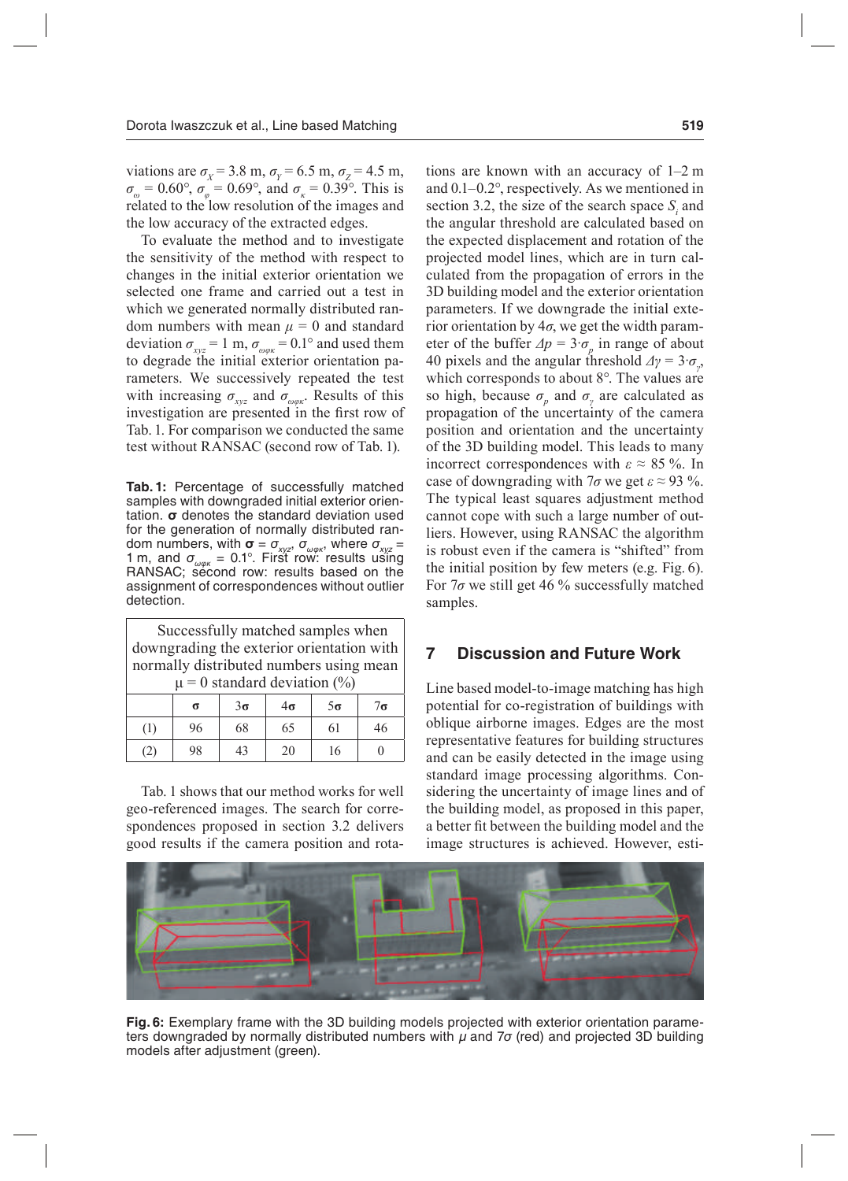viations are $\sigma_X = 3.8$ m, $\sigma_Y = 6.5$ m, $\sigma_Z = 4.5$ m, $\sigma_\omega = 0.60°$, $\sigma_\varphi = 0.69°$, and $\sigma_\kappa = 0.39°$. This is related to the low resolution of the images and the low accuracy of the extracted edges.

To evaluate the method and to investigate the sensitivity of the method with respect to changes in the initial exterior orientation we selected one frame and carried out a test in which we generated normally distributed random numbers with mean $\mu = 0$ and standard deviation $\sigma_{xyz} = 1$ m, $\sigma_{\omega\varphi\kappa} = 0.1°$ and used them to degrade the initial exterior orientation parameters. We successively repeated the test with increasing $\sigma_{xyz}$ and $\sigma_{\omega\varphi\kappa}$. Results of this investigation are presented in the first row of Tab. 1. For comparison we conducted the same test without RANSAC (second row of Tab. 1).

**Tab. 1:** Percentage of successfully matched samples with downgraded initial exterior orientation. **σ** denotes the standard deviation used for the generation of normally distributed random numbers, with $\boldsymbol{\sigma} = \sigma_{xyz}, \sigma_{\omega\varphi\kappa}$, where $\sigma_{xyz} = 1$ m, and $\sigma_{\omega\varphi\kappa} = 0.1°$. First row: results using RANSAC; second row: results based on the assignment of correspondences without outlier detection.

| Successfully matched samples when downgrading the exterior orientation with normally distributed numbers using mean μ = 0 standard deviation (%) | | | | | |
|---|---|---|---|---|---|
| | **σ** | 3**σ** | 4**σ** | 5**σ** | 7**σ** |
| (1) | 96 | 68 | 65 | 61 | 46 |
| (2) | 98 | 43 | 20 | 16 | 0 |

Tab. 1 shows that our method works for well geo-referenced images. The search for correspondences proposed in section 3.2 delivers good results if the camera position and rotations are known with an accuracy of 1–2 m and 0.1–0.2°, respectively. As we mentioned in section 3.2, the size of the search space $S_i$ and the angular threshold are calculated based on the expected displacement and rotation of the projected model lines, which are in turn calculated from the propagation of errors in the 3D building model and the exterior orientation parameters. If we downgrade the initial exterior orientation by $4\sigma$, we get the width parameter of the buffer $\Delta p = 3 \cdot \sigma_p$ in range of about 40 pixels and the angular threshold $\Delta\gamma = 3 \cdot \sigma_\gamma$, which corresponds to about 8°. The values are so high, because $\sigma_p$ and $\sigma_\gamma$ are calculated as propagation of the uncertainty of the camera position and orientation and the uncertainty of the 3D building model. This leads to many incorrect correspondences with $\varepsilon \approx 85$ %. In case of downgrading with $7\sigma$ we get $\varepsilon \approx 93$ %. The typical least squares adjustment method cannot cope with such a large number of outliers. However, using RANSAC the algorithm is robust even if the camera is "shifted" from the initial position by few meters (e.g. Fig. 6). For $7\sigma$ we still get 46 % successfully matched samples.

## 7 Discussion and Future Work

Line based model-to-image matching has high potential for co-registration of buildings with oblique airborne images. Edges are the most representative features for building structures and can be easily detected in the image using standard image processing algorithms. Considering the uncertainty of image lines and of the building model, as proposed in this paper, a better fit between the building model and the image structures is achieved. However, esti-

**Fig. 6:** Exemplary frame with the 3D building models projected with exterior orientation parameters downgraded by normally distributed numbers with $\mu$ and $7\sigma$ (red) and projected 3D building models after adjustment (green).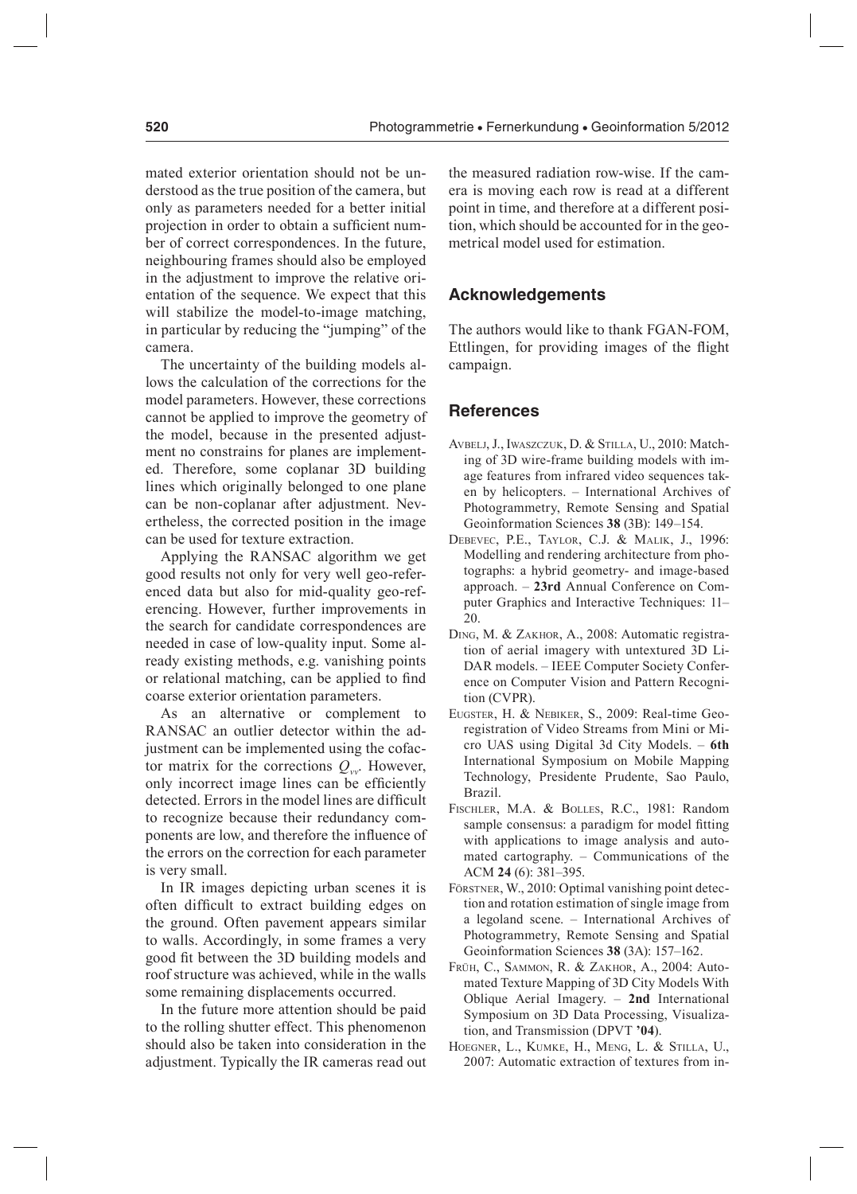mated exterior orientation should not be understood as the true position of the camera, but only as parameters needed for a better initial projection in order to obtain a sufficient number of correct correspondences. In the future, neighbouring frames should also be employed in the adjustment to improve the relative orientation of the sequence. We expect that this will stabilize the model-to-image matching, in particular by reducing the "jumping" of the camera.

The uncertainty of the building models allows the calculation of the corrections for the model parameters. However, these corrections cannot be applied to improve the geometry of the model, because in the presented adjustment no constrains for planes are implemented. Therefore, some coplanar 3D building lines which originally belonged to one plane can be non-coplanar after adjustment. Nevertheless, the corrected position in the image can be used for texture extraction.

Applying the RANSAC algorithm we get good results not only for very well geo-referenced data but also for mid-quality geo-referencing. However, further improvements in the search for candidate correspondences are needed in case of low-quality input. Some already existing methods, e.g. vanishing points or relational matching, can be applied to find coarse exterior orientation parameters.

As an alternative or complement to RANSAC an outlier detector within the adjustment can be implemented using the cofactor matrix for the corrections $Q_{vv}$. However, only incorrect image lines can be efficiently detected. Errors in the model lines are difficult to recognize because their redundancy components are low, and therefore the influence of the errors on the correction for each parameter is very small.

In IR images depicting urban scenes it is often difficult to extract building edges on the ground. Often pavement appears similar to walls. Accordingly, in some frames a very good fit between the 3D building models and roof structure was achieved, while in the walls some remaining displacements occurred.

In the future more attention should be paid to the rolling shutter effect. This phenomenon should also be taken into consideration in the adjustment. Typically the IR cameras read out the measured radiation row-wise. If the camera is moving each row is read at a different point in time, and therefore at a different position, which should be accounted for in the geometrical model used for estimation.

## Acknowledgements

The authors would like to thank FGAN-FOM, Ettlingen, for providing images of the flight campaign.

## References

Avbelj, J., Iwaszczuk, D. & Stilla, U., 2010: Matching of 3D wire-frame building models with image features from infrared video sequences taken by helicopters. – International Archives of Photogrammetry, Remote Sensing and Spatial Geoinformation Sciences **38** (3B): 149–154.

Debevec, P.E., Taylor, C.J. & Malik, J., 1996: Modelling and rendering architecture from photographs: a hybrid geometry- and image-based approach. – **23rd** Annual Conference on Computer Graphics and Interactive Techniques: 11–20.

Ding, M. & Zakhor, A., 2008: Automatic registration of aerial imagery with untextured 3D LiDAR models. – IEEE Computer Society Conference on Computer Vision and Pattern Recognition (CVPR).

Eugster, H. & Nebiker, S., 2009: Real-time Georegistration of Video Streams from Mini or Micro UAS using Digital 3d City Models. – **6th** International Symposium on Mobile Mapping Technology, Presidente Prudente, Sao Paulo, Brazil.

Fischler, M.A. & Bolles, R.C., 1981: Random sample consensus: a paradigm for model fitting with applications to image analysis and automated cartography. – Communications of the ACM **24** (6): 381–395.

Förstner, W., 2010: Optimal vanishing point detection and rotation estimation of single image from a legoland scene. – International Archives of Photogrammetry, Remote Sensing and Spatial Geoinformation Sciences **38** (3A): 157–162.

Früh, C., Sammon, R. & Zakhor, A., 2004: Automated Texture Mapping of 3D City Models With Oblique Aerial Imagery. – **2nd** International Symposium on 3D Data Processing, Visualization, and Transmission (DPVT **'04**).

Hoegner, L., Kumke, H., Meng, L. & Stilla, U., 2007: Automatic extraction of textures from in-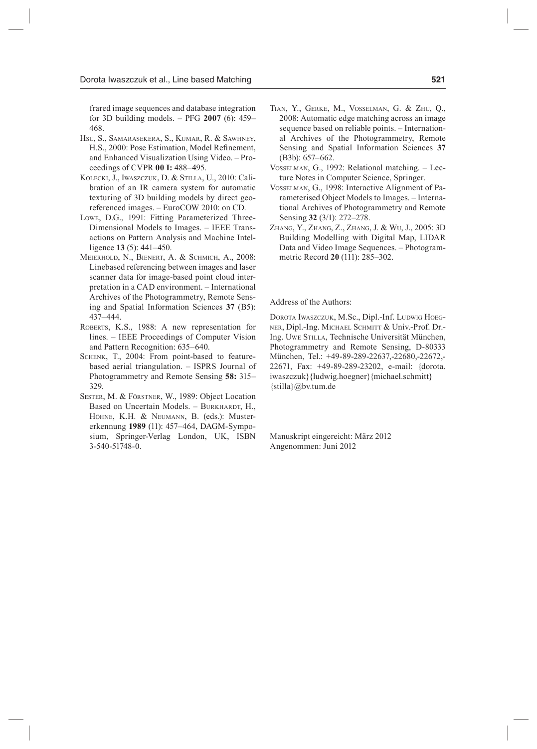frared image sequences and database integration for 3D building models. – PFG **2007** (6): 459–468.

Hsu, S., Samarasekera, S., Kumar, R. & Sawhney, H.S., 2000: Pose Estimation, Model Refinement, and Enhanced Visualization Using Video. – Proceedings of CVPR **00 I:** 488–495.

Kolecki, J., Iwaszczuk, D. & Stilla, U., 2010: Calibration of an IR camera system for automatic texturing of 3D building models by direct georeferenced images. – EuroCOW 2010: on CD.

Lowe, D.G., 1991: Fitting Parameterized Three-Dimensional Models to Images. – IEEE Transactions on Pattern Analysis and Machine Intelligence **13** (5): 441–450.

Meierhold, N., Bienert, A. & Schmich, A., 2008: Linebased referencing between images and laser scanner data for image-based point cloud interpretation in a CAD environment. – International Archives of the Photogrammetry, Remote Sensing and Spatial Information Sciences **37** (B5): 437–444.

Roberts, K.S., 1988: A new representation for lines. – IEEE Proceedings of Computer Vision and Pattern Recognition: 635–640.

Schenk, T., 2004: From point-based to feature-based aerial triangulation. – ISPRS Journal of Photogrammetry and Remote Sensing **58:** 315–329.

Sester, M. & Förstner, W., 1989: Object Location Based on Uncertain Models. – Burkhardt, H., Höhne, K.H. & Neumann, B. (eds.): Mustererkennung **1989** (11): 457–464, DAGM-Symposium, Springer-Verlag London, UK, ISBN 3-540-51748-0.

Tian, Y., Gerke, M., Vosselman, G. & Zhu, Q., 2008: Automatic edge matching across an image sequence based on reliable points. – International Archives of the Photogrammetry, Remote Sensing and Spatial Information Sciences **37** (B3b): 657–662.

Vosselman, G., 1992: Relational matching. – Lecture Notes in Computer Science, Springer.

Vosselman, G., 1998: Interactive Alignment of Parameterised Object Models to Images. – International Archives of Photogrammetry and Remote Sensing **32** (3/1): 272–278.

Zhang, Y., Zhang, Z., Zhang, J. & Wu, J., 2005: 3D Building Modelling with Digital Map, LIDAR Data and Video Image Sequences. – Photogrammetric Record **20** (111): 285–302.

Address of the Authors:

Dorota Iwaszczuk, M.Sc., Dipl.-Inf. Ludwig Hoegner, Dipl.-Ing. Michael Schmitt & Univ.-Prof. Dr.-Ing. Uwe Stilla, Technische Universität München, Photogrammetry and Remote Sensing, D-80333 München, Tel.: +49-89-289-22637,-22680,-22672,-22671, Fax: +49-89-289-23202, e-mail: {dorota.iwaszczuk}{ludwig.hoegner}{michael.schmitt}{stilla}@bv.tum.de

Manuskript eingereicht: März 2012
Angenommen: Juni 2012